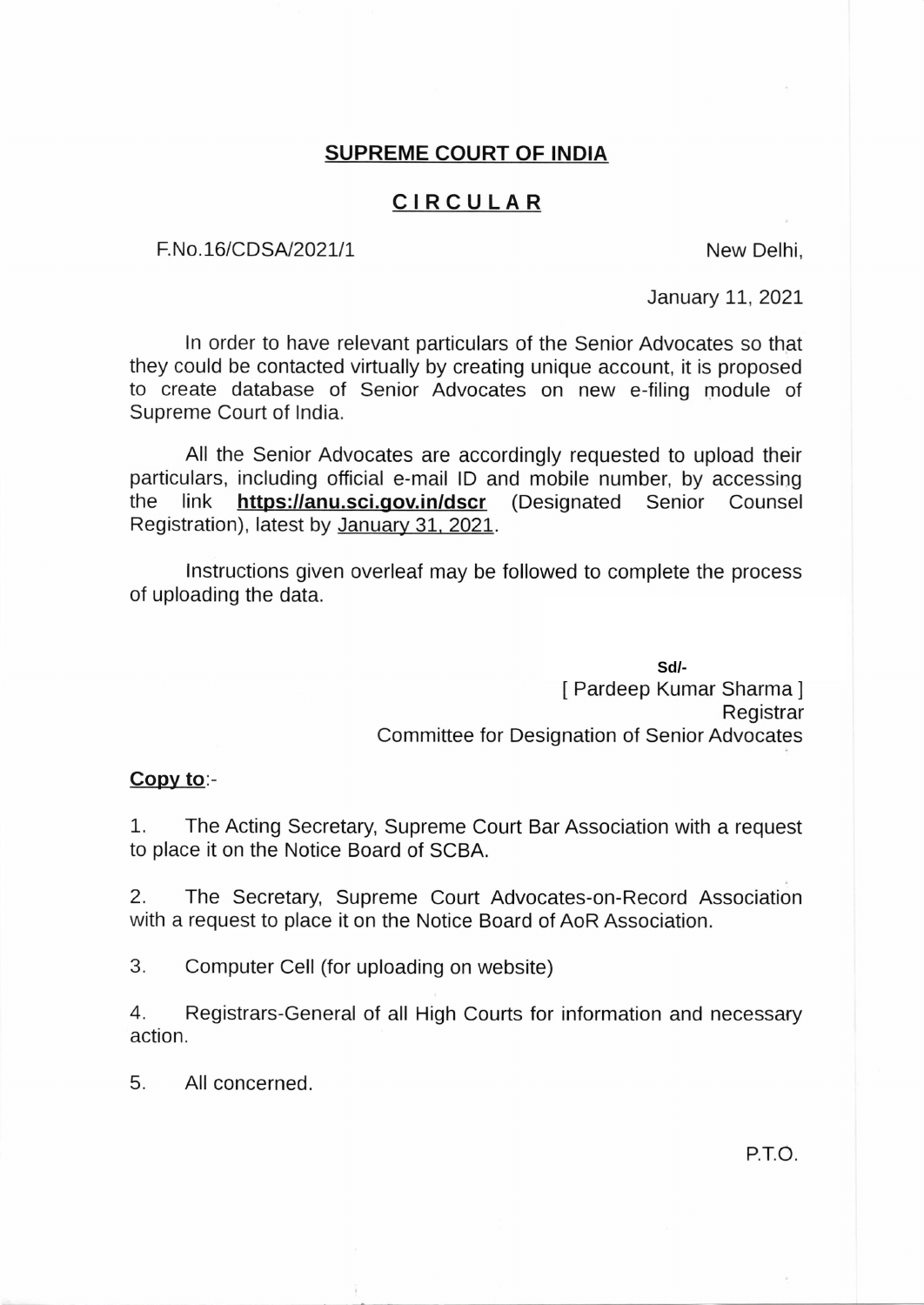# SUPREME COURT OF INDIA

## CIRCULAR

F.No.16/CDSA/2021/1

New Delhi,

January 11, 2021

In order to have relevant particulars of the Senior Advocates so that they could be contacted virtually by creating unique account, it is proposed to create database of Senior Advocates on new e-filing module of Supreme Court of India.

All the Senior Advocates are accordingly requested to upload their particulars, including official e-mail ID and mobile number, by accessing the link **https://anu.sci.gov.in/dscr** (Designated Senior Counsel Registration), latest by January 31, 2021.

Instructions given overleaf may be followed to complete the process of uploading the data.

Sd/-
[ Pardeep Kumar Sharma ]
Registrar
Committee for Designation of Senior Advocates

**Copy to**:-

1. The Acting Secretary, Supreme Court Bar Association with a request to place it on the Notice Board of SCBA.

2. The Secretary, Supreme Court Advocates-on-Record Association with a request to place it on the Notice Board of AoR Association.

3. Computer Cell (for uploading on website)

4. Registrars-General of all High Courts for information and necessary action.

5. All concerned.

P.T.O.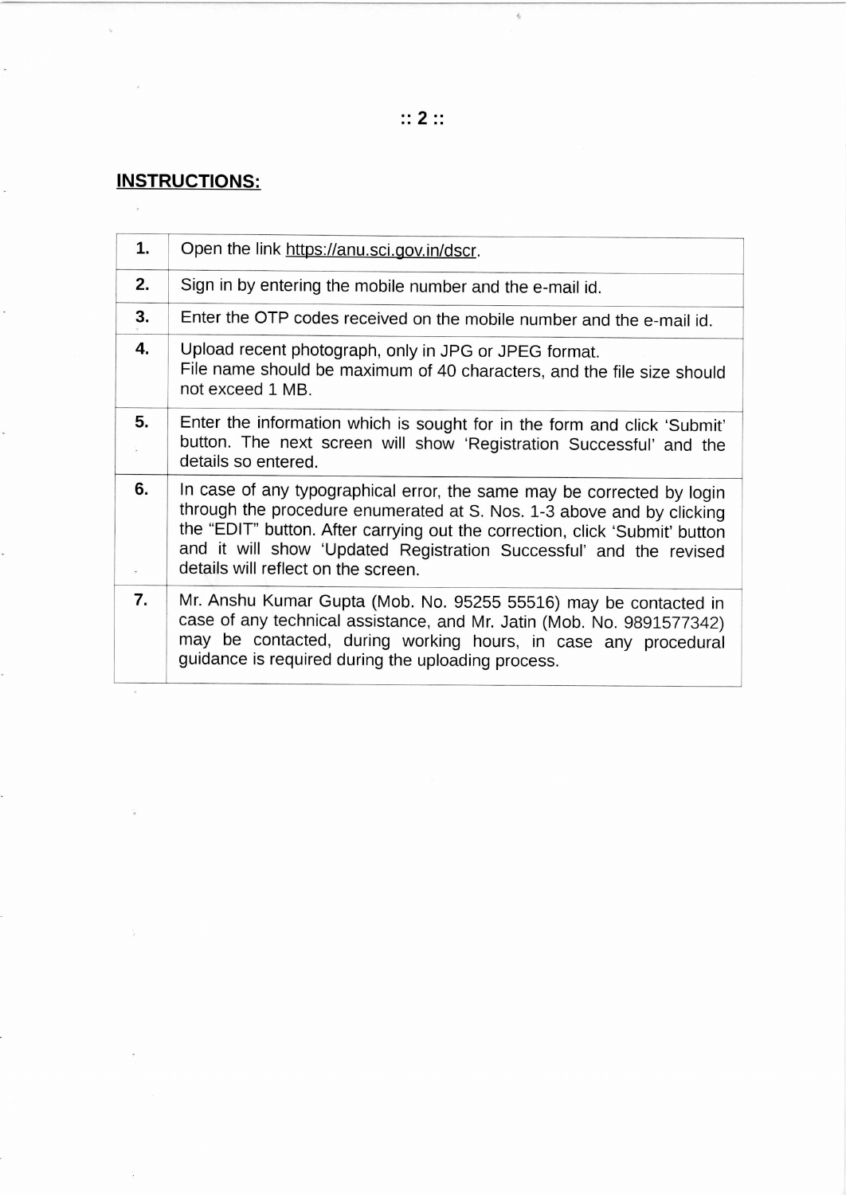## INSTRUCTIONS:

| | |
|---|---|
| **1.** | Open the link https://anu.sci.gov.in/dscr. |
| **2.** | Sign in by entering the mobile number and the e-mail id. |
| **3.** | Enter the OTP codes received on the mobile number and the e-mail id. |
| **4.** | Upload recent photograph, only in JPG or JPEG format. File name should be maximum of 40 characters, and the file size should not exceed 1 MB. |
| **5.** | Enter the information which is sought for in the form and click 'Submit' button. The next screen will show 'Registration Successful' and the details so entered. |
| **6.** | In case of any typographical error, the same may be corrected by login through the procedure enumerated at S. Nos. 1-3 above and by clicking the "EDIT" button. After carrying out the correction, click 'Submit' button and it will show 'Updated Registration Successful' and the revised details will reflect on the screen. |
| **7.** | Mr. Anshu Kumar Gupta (Mob. No. 95255 55516) may be contacted in case of any technical assistance, and Mr. Jatin (Mob. No. 9891577342) may be contacted, during working hours, in case any procedural guidance is required during the uploading process. |